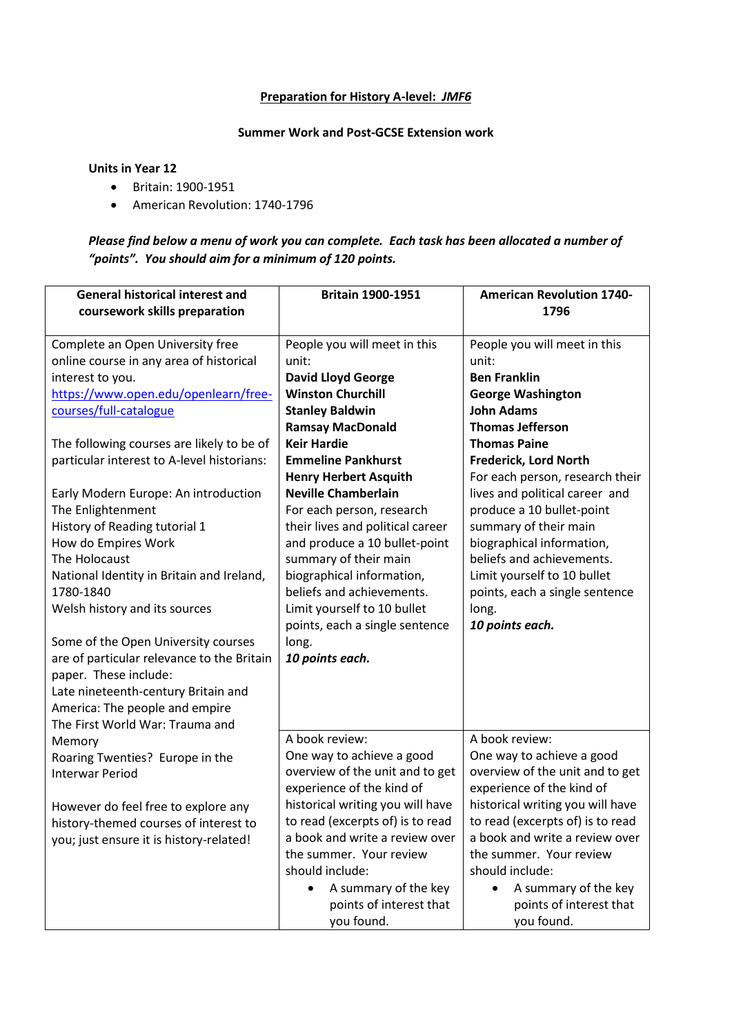**Preparation for History A-level: *JMF6***

**Summer Work and Post-GCSE Extension work**

**Units in Year 12**

- Britain: 1900-1951
- American Revolution: 1740-1796

***Please find below a menu of work you can complete. Each task has been allocated a number of "points". You should aim for a minimum of 120 points.***

| General historical interest and coursework skills preparation | Britain 1900-1951 | American Revolution 1740-1796 |
|---|---|---|
| Complete an Open University free online course in any area of historical interest to you. [https://www.open.edu/openlearn/free-courses/full-catalogue](https://www.open.edu/openlearn/free-courses/full-catalogue)<br><br>The following courses are likely to be of particular interest to A-level historians:<br><br>Early Modern Europe: An introduction<br>The Enlightenment<br>History of Reading tutorial 1<br>How do Empires Work<br>The Holocaust<br>National Identity in Britain and Ireland, 1780-1840<br>Welsh history and its sources<br><br>Some of the Open University courses are of particular relevance to the Britain paper. These include:<br>Late nineteenth-century Britain and America: The people and empire<br>The First World War: Trauma and Memory<br>Roaring Twenties? Europe in the Interwar Period<br><br>However do feel free to explore any history-themed courses of interest to you; just ensure it is history-related! | People you will meet in this unit:<br>**David Lloyd George**<br>**Winston Churchill**<br>**Stanley Baldwin**<br>**Ramsay MacDonald**<br>**Keir Hardie**<br>**Emmeline Pankhurst**<br>**Henry Herbert Asquith**<br>**Neville Chamberlain**<br>For each person, research their lives and political career and produce a 10 bullet-point summary of their main biographical information, beliefs and achievements. Limit yourself to 10 bullet points, each a single sentence long.<br>***10 points each.*** | People you will meet in this unit:<br>**Ben Franklin**<br>**George Washington**<br>**John Adams**<br>**Thomas Jefferson**<br>**Thomas Paine**<br>**Frederick, Lord North**<br>For each person, research their lives and political career and produce a 10 bullet-point summary of their main biographical information, beliefs and achievements. Limit yourself to 10 bullet points, each a single sentence long.<br>***10 points each.*** |
| | A book review:<br>One way to achieve a good overview of the unit and to get experience of the kind of historical writing you will have to read (excerpts of) is to read a book and write a review over the summer. Your review should include:<br>• A summary of the key points of interest that you found. | A book review:<br>One way to achieve a good overview of the unit and to get experience of the kind of historical writing you will have to read (excerpts of) is to read a book and write a review over the summer. Your review should include:<br>• A summary of the key points of interest that you found. |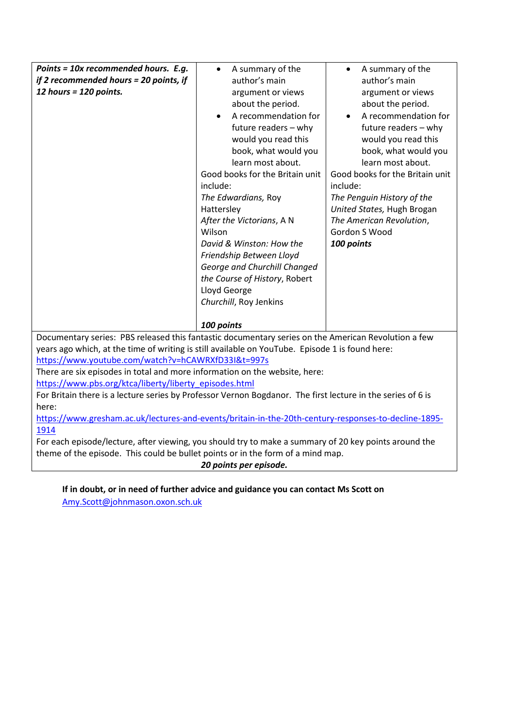| | | |
|---|---|---|
| ***Points = 10x recommended hours. E.g. if 2 recommended hours = 20 points, if 12 hours = 120 points.*** | <ul><li>A summary of the author's main argument or views about the period.</li><li>A recommendation for future readers – why would you read this book, what would you learn most about.</li></ul>Good books for the Britain unit include:<br>*The Edwardians,* Roy Hattersley<br>*After the Victorians*, A N Wilson<br>*David & Winston: How the Friendship Between Lloyd George and Churchill Changed the Course of History*, Robert Lloyd George<br>*Churchill*, Roy Jenkins<br><br>***100 points*** | <ul><li>A summary of the author's main argument or views about the period.</li><li>A recommendation for future readers – why would you read this book, what would you learn most about.</li></ul>Good books for the Britain unit include:<br>*The Penguin History of the United States,* Hugh Brogan<br>*The American Revolution*, Gordon S Wood<br>***100 points*** |
| Documentary series: PBS released this fantastic documentary series on the American Revolution a few years ago which, at the time of writing is still available on YouTube. Episode 1 is found here: https://www.youtube.com/watch?v=hCAWRXfD33I&t=997s<br>There are six episodes in total and more information on the website, here: https://www.pbs.org/ktca/liberty/liberty_episodes.html<br>For Britain there is a lecture series by Professor Vernon Bogdanor. The first lecture in the series of 6 is here:<br>https://www.gresham.ac.uk/lectures-and-events/britain-in-the-20th-century-responses-to-decline-1895-1914<br>For each episode/lecture, after viewing, you should try to make a summary of 20 key points around the theme of the episode. This could be bullet points or in the form of a mind map.<br>***20 points per episode.*** | | |

**If in doubt, or in need of further advice and guidance you can contact Ms Scott on** Amy.Scott@johnmason.oxon.sch.uk